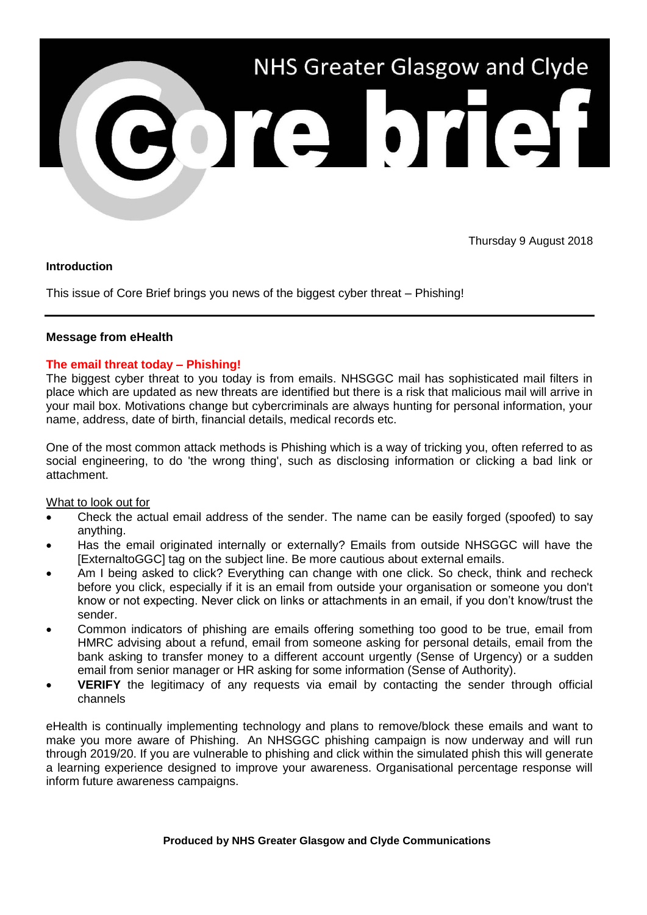# NHS Greater Glasgow and Clyde

# Core brief

Thursday 9 August 2018

**Introduction**

This issue of Core Brief brings you news of the biggest cyber threat – Phishing!

---

**Message from eHealth**

**The email threat today – Phishing!**

The biggest cyber threat to you today is from emails. NHSGGC mail has sophisticated mail filters in place which are updated as new threats are identified but there is a risk that malicious mail will arrive in your mail box. Motivations change but cybercriminals are always hunting for personal information, your name, address, date of birth, financial details, medical records etc.

One of the most common attack methods is Phishing which is a way of tricking you, often referred to as social engineering, to do 'the wrong thing', such as disclosing information or clicking a bad link or attachment.

What to look out for

- Check the actual email address of the sender. The name can be easily forged (spoofed) to say anything.
- Has the email originated internally or externally? Emails from outside NHSGGC will have the [ExternaltoGGC] tag on the subject line. Be more cautious about external emails.
- Am I being asked to click? Everything can change with one click. So check, think and recheck before you click, especially if it is an email from outside your organisation or someone you don't know or not expecting. Never click on links or attachments in an email, if you don't know/trust the sender.
- Common indicators of phishing are emails offering something too good to be true, email from HMRC advising about a refund, email from someone asking for personal details, email from the bank asking to transfer money to a different account urgently (Sense of Urgency) or a sudden email from senior manager or HR asking for some information (Sense of Authority).
- **VERIFY** the legitimacy of any requests via email by contacting the sender through official channels

eHealth is continually implementing technology and plans to remove/block these emails and want to make you more aware of Phishing. An NHSGGC phishing campaign is now underway and will run through 2019/20. If you are vulnerable to phishing and click within the simulated phish this will generate a learning experience designed to improve your awareness. Organisational percentage response will inform future awareness campaigns.

**Produced by NHS Greater Glasgow and Clyde Communications**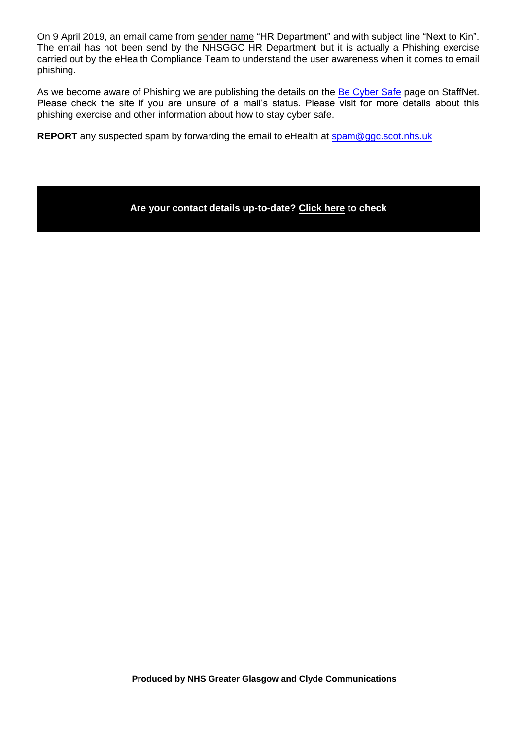On 9 April 2019, an email came from sender name "HR Department" and with subject line "Next to Kin". The email has not been send by the NHSGGC HR Department but it is actually a Phishing exercise carried out by the eHealth Compliance Team to understand the user awareness when it comes to email phishing.

As we become aware of Phishing we are publishing the details on the Be Cyber Safe page on StaffNet. Please check the site if you are unsure of a mail's status. Please visit for more details about this phishing exercise and other information about how to stay cyber safe.

**REPORT** any suspected spam by forwarding the email to eHealth at spam@ggc.scot.nhs.uk

**Are your contact details up-to-date? Click here to check**

**Produced by NHS Greater Glasgow and Clyde Communications**